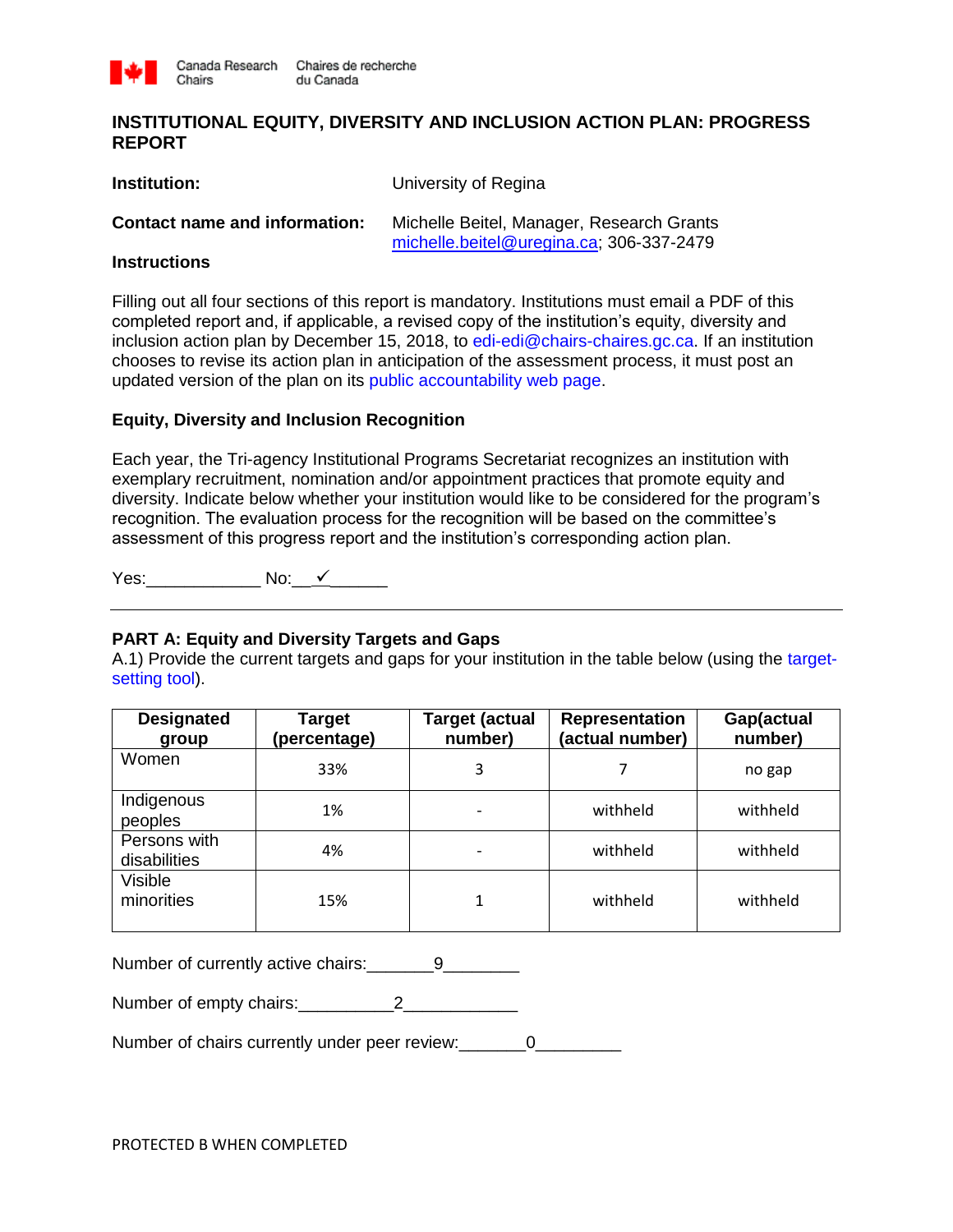Canada Research Chairs | Chaires de recherche du Canada

# INSTITUTIONAL EQUITY, DIVERSITY AND INCLUSION ACTION PLAN: PROGRESS REPORT

**Institution:** University of Regina

**Contact name and information:** Michelle Beitel, Manager, Research Grants
michelle.beitel@uregina.ca; 306-337-2479

**Instructions**

Filling out all four sections of this report is mandatory. Institutions must email a PDF of this completed report and, if applicable, a revised copy of the institution's equity, diversity and inclusion action plan by December 15, 2018, to edi-edi@chairs-chaires.gc.ca. If an institution chooses to revise its action plan in anticipation of the assessment process, it must post an updated version of the plan on its public accountability web page.

**Equity, Diversity and Inclusion Recognition**

Each year, the Tri-agency Institutional Programs Secretariat recognizes an institution with exemplary recruitment, nomination and/or appointment practices that promote equity and diversity. Indicate below whether your institution would like to be considered for the program's recognition. The evaluation process for the recognition will be based on the committee's assessment of this progress report and the institution's corresponding action plan.

Yes:____________ No:__✓______

---

## PART A: Equity and Diversity Targets and Gaps

A.1) Provide the current targets and gaps for your institution in the table below (using the target-setting tool).

| Designated group | Target (percentage) | Target (actual number) | Representation (actual number) | Gap(actual number) |
|---|---|---|---|---|
| Women | 33% | 3 | 7 | no gap |
| Indigenous peoples | 1% | - | withheld | withheld |
| Persons with disabilities | 4% | - | withheld | withheld |
| Visible minorities | 15% | 1 | withheld | withheld |

Number of currently active chairs:_______9________

Number of empty chairs:__________2____________

Number of chairs currently under peer review:_______0_________

PROTECTED B WHEN COMPLETED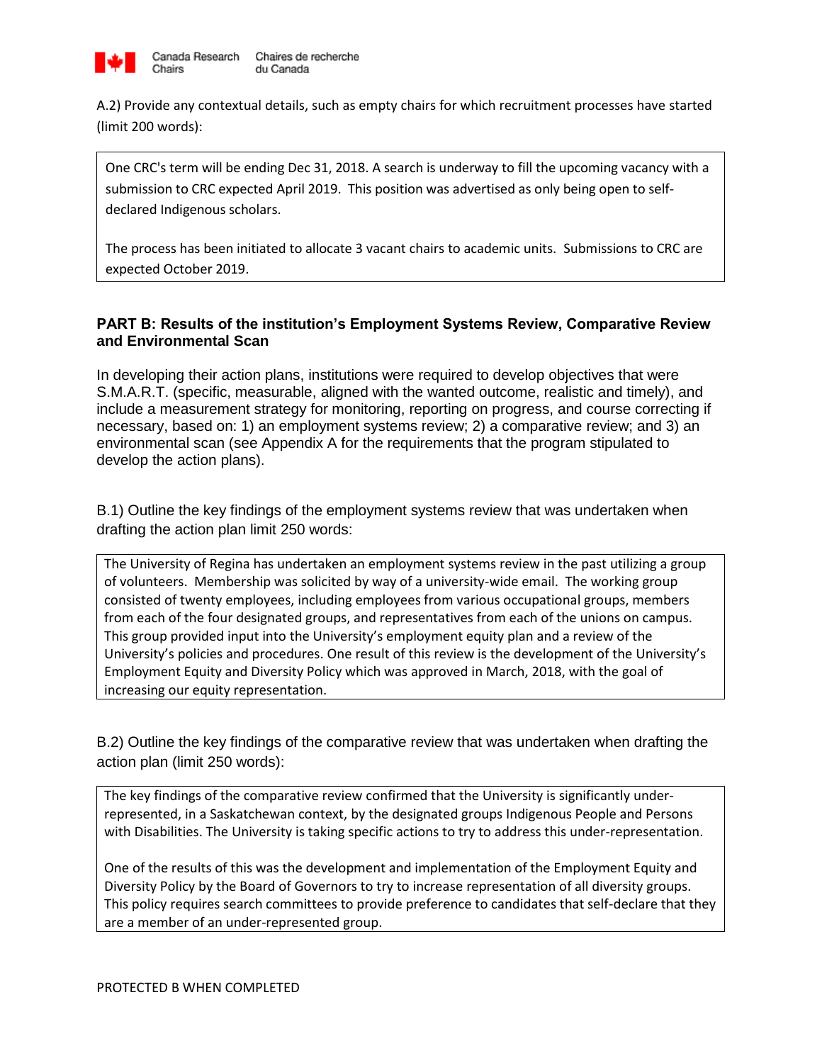A.2) Provide any contextual details, such as empty chairs for which recruitment processes have started (limit 200 words):

One CRC's term will be ending Dec 31, 2018. A search is underway to fill the upcoming vacancy with a submission to CRC expected April 2019. This position was advertised as only being open to self-declared Indigenous scholars.

The process has been initiated to allocate 3 vacant chairs to academic units. Submissions to CRC are expected October 2019.

## PART B: Results of the institution's Employment Systems Review, Comparative Review and Environmental Scan

In developing their action plans, institutions were required to develop objectives that were S.M.A.R.T. (specific, measurable, aligned with the wanted outcome, realistic and timely), and include a measurement strategy for monitoring, reporting on progress, and course correcting if necessary, based on: 1) an employment systems review; 2) a comparative review; and 3) an environmental scan (see Appendix A for the requirements that the program stipulated to develop the action plans).

B.1) Outline the key findings of the employment systems review that was undertaken when drafting the action plan limit 250 words:

The University of Regina has undertaken an employment systems review in the past utilizing a group of volunteers. Membership was solicited by way of a university-wide email. The working group consisted of twenty employees, including employees from various occupational groups, members from each of the four designated groups, and representatives from each of the unions on campus. This group provided input into the University's employment equity plan and a review of the University's policies and procedures. One result of this review is the development of the University's Employment Equity and Diversity Policy which was approved in March, 2018, with the goal of increasing our equity representation.

B.2) Outline the key findings of the comparative review that was undertaken when drafting the action plan (limit 250 words):

The key findings of the comparative review confirmed that the University is significantly under-represented, in a Saskatchewan context, by the designated groups Indigenous People and Persons with Disabilities. The University is taking specific actions to try to address this under-representation.

One of the results of this was the development and implementation of the Employment Equity and Diversity Policy by the Board of Governors to try to increase representation of all diversity groups. This policy requires search committees to provide preference to candidates that self-declare that they are a member of an under-represented group.

PROTECTED B WHEN COMPLETED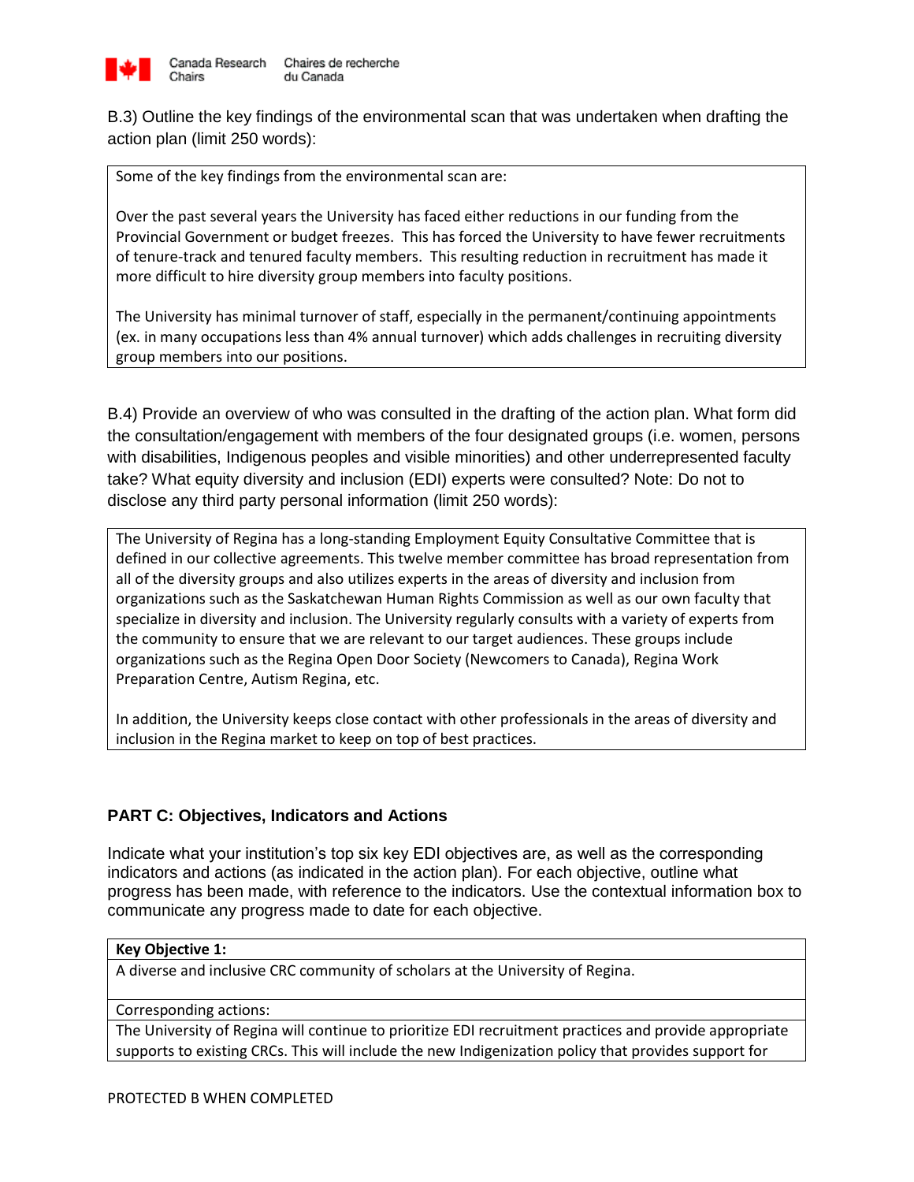B.3) Outline the key findings of the environmental scan that was undertaken when drafting the action plan (limit 250 words):

Some of the key findings from the environmental scan are:

Over the past several years the University has faced either reductions in our funding from the Provincial Government or budget freezes. This has forced the University to have fewer recruitments of tenure-track and tenured faculty members. This resulting reduction in recruitment has made it more difficult to hire diversity group members into faculty positions.

The University has minimal turnover of staff, especially in the permanent/continuing appointments (ex. in many occupations less than 4% annual turnover) which adds challenges in recruiting diversity group members into our positions.

B.4) Provide an overview of who was consulted in the drafting of the action plan. What form did the consultation/engagement with members of the four designated groups (i.e. women, persons with disabilities, Indigenous peoples and visible minorities) and other underrepresented faculty take? What equity diversity and inclusion (EDI) experts were consulted? Note: Do not to disclose any third party personal information (limit 250 words):

The University of Regina has a long-standing Employment Equity Consultative Committee that is defined in our collective agreements. This twelve member committee has broad representation from all of the diversity groups and also utilizes experts in the areas of diversity and inclusion from organizations such as the Saskatchewan Human Rights Commission as well as our own faculty that specialize in diversity and inclusion. The University regularly consults with a variety of experts from the community to ensure that we are relevant to our target audiences. These groups include organizations such as the Regina Open Door Society (Newcomers to Canada), Regina Work Preparation Centre, Autism Regina, etc.

In addition, the University keeps close contact with other professionals in the areas of diversity and inclusion in the Regina market to keep on top of best practices.

## PART C: Objectives, Indicators and Actions

Indicate what your institution's top six key EDI objectives are, as well as the corresponding indicators and actions (as indicated in the action plan). For each objective, outline what progress has been made, with reference to the indicators. Use the contextual information box to communicate any progress made to date for each objective.

| **Key Objective 1:** |
|---|
| A diverse and inclusive CRC community of scholars at the University of Regina. |
| Corresponding actions: |
| The University of Regina will continue to prioritize EDI recruitment practices and provide appropriate supports to existing CRCs. This will include the new Indigenization policy that provides support for |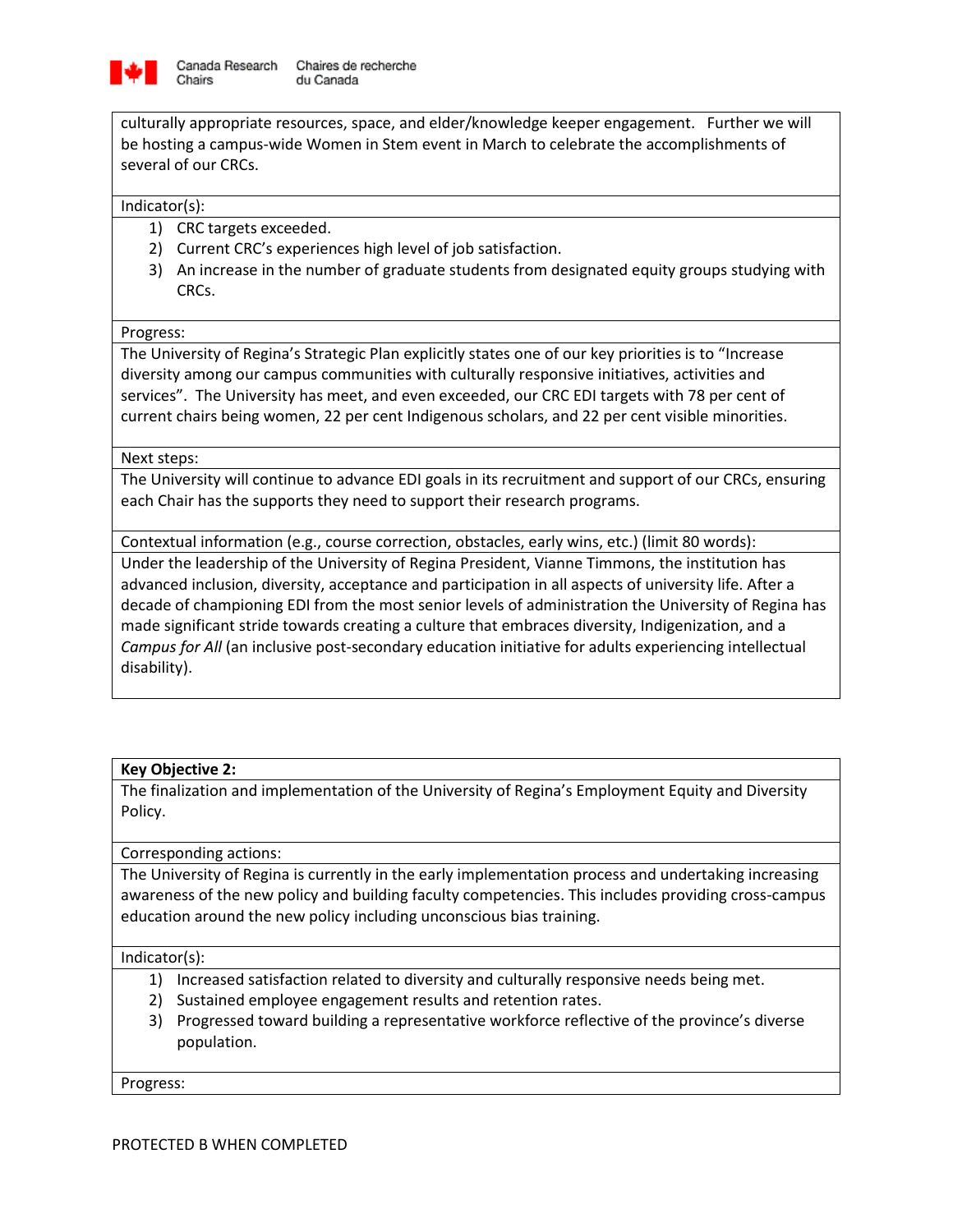culturally appropriate resources, space, and elder/knowledge keeper engagement. Further we will be hosting a campus-wide Women in Stem event in March to celebrate the accomplishments of several of our CRCs.

Indicator(s):

1) CRC targets exceeded.
2) Current CRC's experiences high level of job satisfaction.
3) An increase in the number of graduate students from designated equity groups studying with CRCs.

Progress:

The University of Regina's Strategic Plan explicitly states one of our key priorities is to "Increase diversity among our campus communities with culturally responsive initiatives, activities and services". The University has meet, and even exceeded, our CRC EDI targets with 78 per cent of current chairs being women, 22 per cent Indigenous scholars, and 22 per cent visible minorities.

Next steps:

The University will continue to advance EDI goals in its recruitment and support of our CRCs, ensuring each Chair has the supports they need to support their research programs.

Contextual information (e.g., course correction, obstacles, early wins, etc.) (limit 80 words):

Under the leadership of the University of Regina President, Vianne Timmons, the institution has advanced inclusion, diversity, acceptance and participation in all aspects of university life. After a decade of championing EDI from the most senior levels of administration the University of Regina has made significant stride towards creating a culture that embraces diversity, Indigenization, and a *Campus for All* (an inclusive post-secondary education initiative for adults experiencing intellectual disability).

**Key Objective 2:**

The finalization and implementation of the University of Regina's Employment Equity and Diversity Policy.

Corresponding actions:

The University of Regina is currently in the early implementation process and undertaking increasing awareness of the new policy and building faculty competencies. This includes providing cross-campus education around the new policy including unconscious bias training.

Indicator(s):

1) Increased satisfaction related to diversity and culturally responsive needs being met.
2) Sustained employee engagement results and retention rates.
3) Progressed toward building a representative workforce reflective of the province's diverse population.

Progress:

PROTECTED B WHEN COMPLETED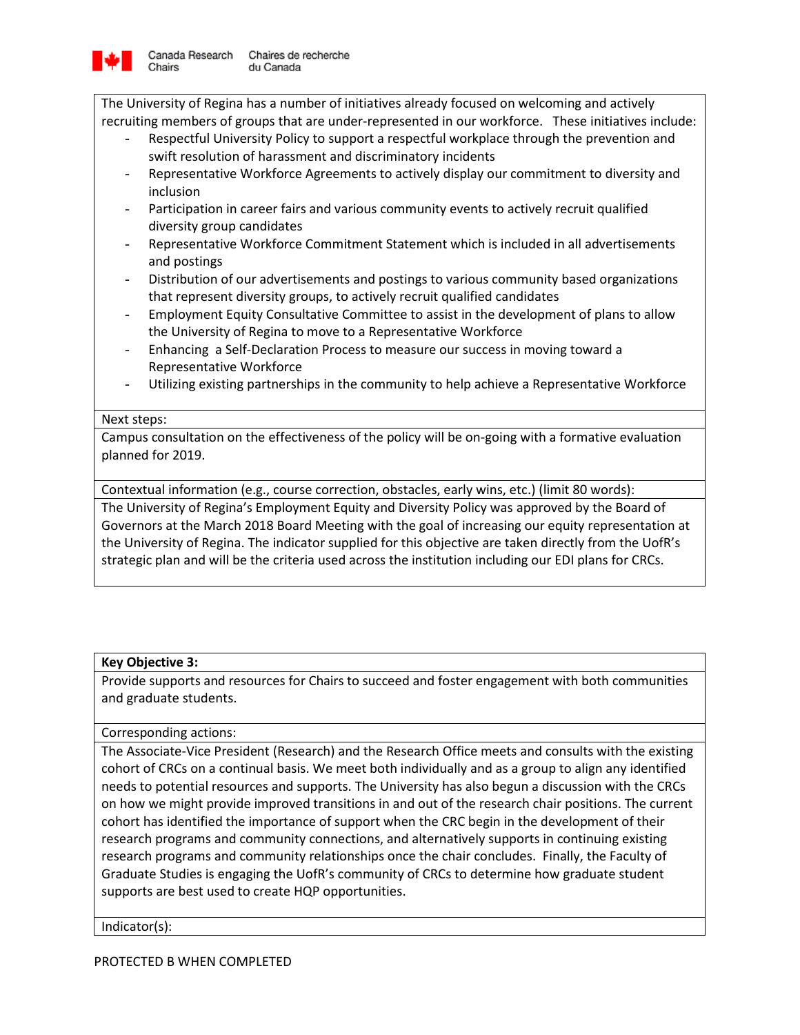The University of Regina has a number of initiatives already focused on welcoming and actively recruiting members of groups that are under-represented in our workforce. These initiatives include:

- Respectful University Policy to support a respectful workplace through the prevention and swift resolution of harassment and discriminatory incidents
- Representative Workforce Agreements to actively display our commitment to diversity and inclusion
- Participation in career fairs and various community events to actively recruit qualified diversity group candidates
- Representative Workforce Commitment Statement which is included in all advertisements and postings
- Distribution of our advertisements and postings to various community based organizations that represent diversity groups, to actively recruit qualified candidates
- Employment Equity Consultative Committee to assist in the development of plans to allow the University of Regina to move to a Representative Workforce
- Enhancing a Self-Declaration Process to measure our success in moving toward a Representative Workforce
- Utilizing existing partnerships in the community to help achieve a Representative Workforce

Next steps:

Campus consultation on the effectiveness of the policy will be on-going with a formative evaluation planned for 2019.

Contextual information (e.g., course correction, obstacles, early wins, etc.) (limit 80 words):

The University of Regina's Employment Equity and Diversity Policy was approved by the Board of Governors at the March 2018 Board Meeting with the goal of increasing our equity representation at the University of Regina. The indicator supplied for this objective are taken directly from the UofR's strategic plan and will be the criteria used across the institution including our EDI plans for CRCs.

**Key Objective 3:**

Provide supports and resources for Chairs to succeed and foster engagement with both communities and graduate students.

Corresponding actions:

The Associate-Vice President (Research) and the Research Office meets and consults with the existing cohort of CRCs on a continual basis. We meet both individually and as a group to align any identified needs to potential resources and supports. The University has also begun a discussion with the CRCs on how we might provide improved transitions in and out of the research chair positions. The current cohort has identified the importance of support when the CRC begin in the development of their research programs and community connections, and alternatively supports in continuing existing research programs and community relationships once the chair concludes. Finally, the Faculty of Graduate Studies is engaging the UofR's community of CRCs to determine how graduate student supports are best used to create HQP opportunities.

Indicator(s):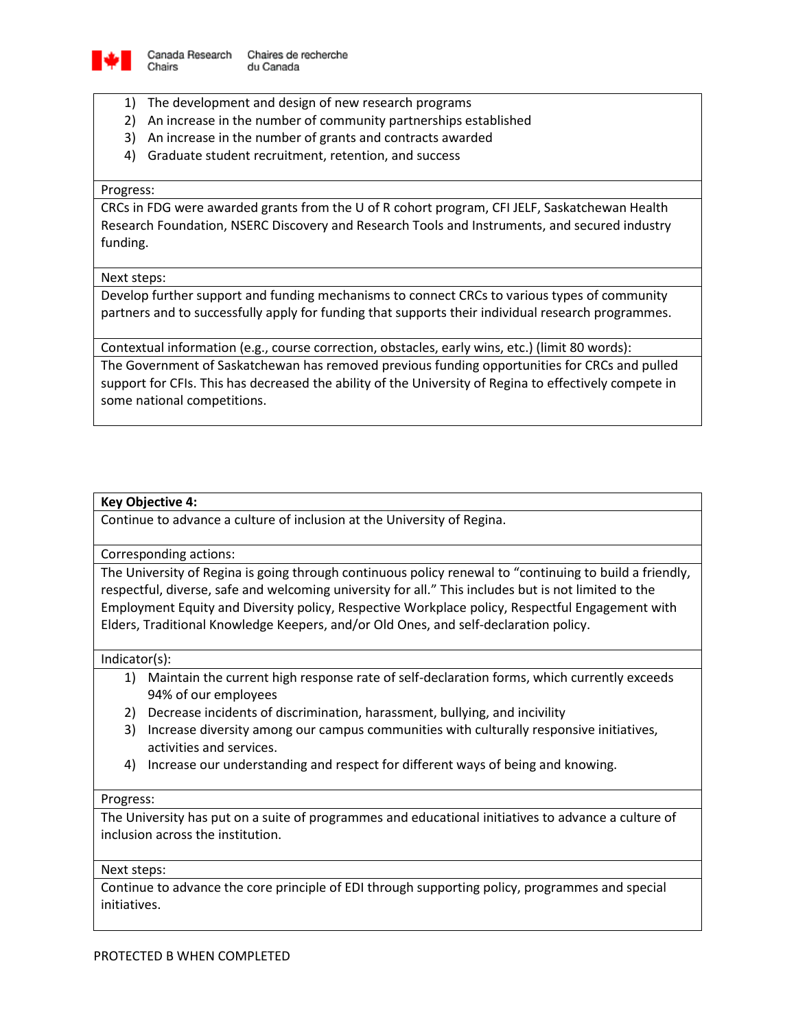1) The development and design of new research programs
2) An increase in the number of community partnerships established
3) An increase in the number of grants and contracts awarded
4) Graduate student recruitment, retention, and success

Progress:

CRCs in FDG were awarded grants from the U of R cohort program, CFI JELF, Saskatchewan Health Research Foundation, NSERC Discovery and Research Tools and Instruments, and secured industry funding.

Next steps:

Develop further support and funding mechanisms to connect CRCs to various types of community partners and to successfully apply for funding that supports their individual research programmes.

Contextual information (e.g., course correction, obstacles, early wins, etc.) (limit 80 words):

The Government of Saskatchewan has removed previous funding opportunities for CRCs and pulled support for CFIs. This has decreased the ability of the University of Regina to effectively compete in some national competitions.

**Key Objective 4:**

Continue to advance a culture of inclusion at the University of Regina.

Corresponding actions:

The University of Regina is going through continuous policy renewal to "continuing to build a friendly, respectful, diverse, safe and welcoming university for all." This includes but is not limited to the Employment Equity and Diversity policy, Respective Workplace policy, Respectful Engagement with Elders, Traditional Knowledge Keepers, and/or Old Ones, and self-declaration policy.

Indicator(s):

1) Maintain the current high response rate of self-declaration forms, which currently exceeds 94% of our employees
2) Decrease incidents of discrimination, harassment, bullying, and incivility
3) Increase diversity among our campus communities with culturally responsive initiatives, activities and services.
4) Increase our understanding and respect for different ways of being and knowing.

Progress:

The University has put on a suite of programmes and educational initiatives to advance a culture of inclusion across the institution.

Next steps:

Continue to advance the core principle of EDI through supporting policy, programmes and special initiatives.

PROTECTED B WHEN COMPLETED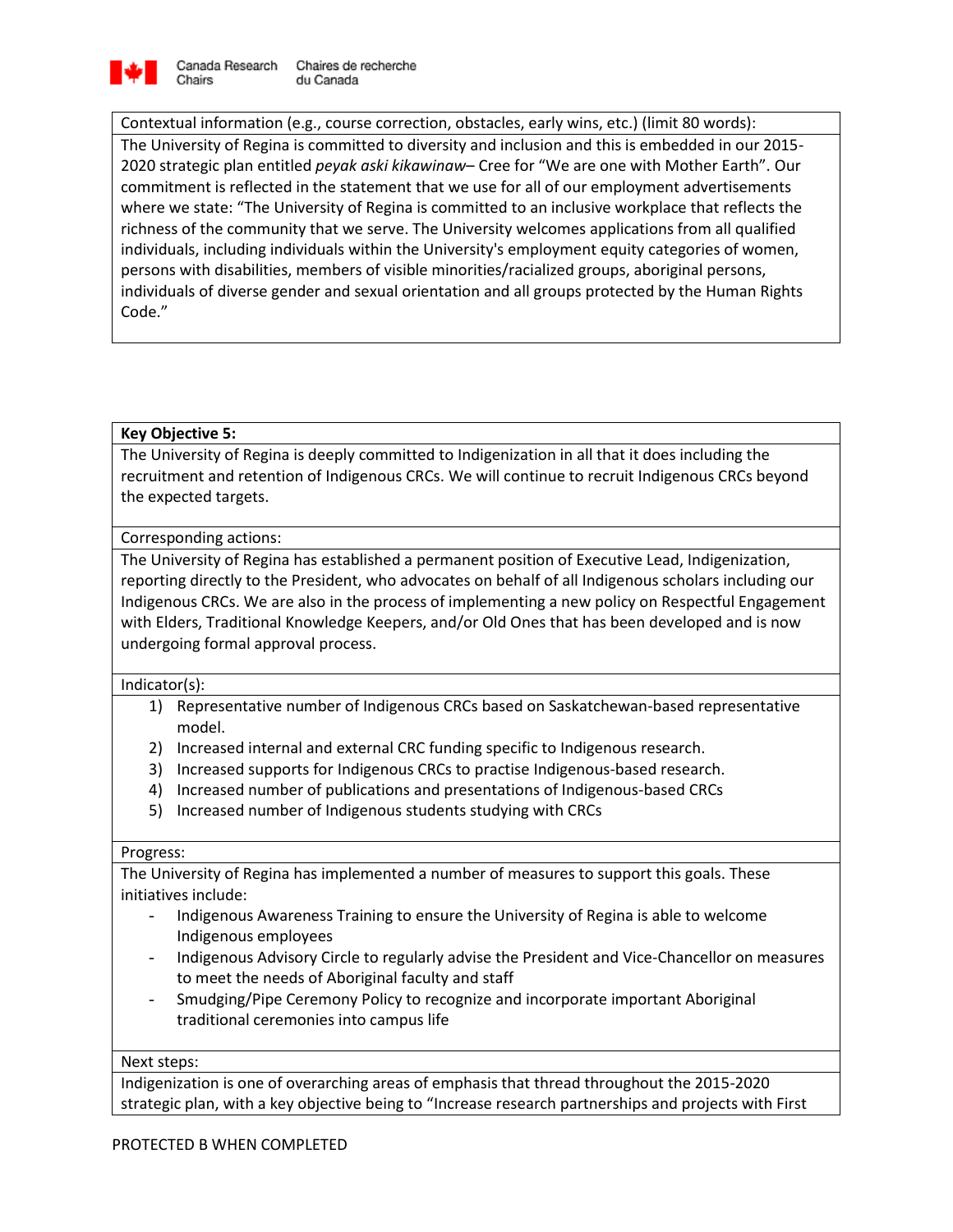Contextual information (e.g., course correction, obstacles, early wins, etc.) (limit 80 words):

The University of Regina is committed to diversity and inclusion and this is embedded in our 2015-2020 strategic plan entitled *peyak aski kikawinaw*– Cree for "We are one with Mother Earth". Our commitment is reflected in the statement that we use for all of our employment advertisements where we state: "The University of Regina is committed to an inclusive workplace that reflects the richness of the community that we serve. The University welcomes applications from all qualified individuals, including individuals within the University's employment equity categories of women, persons with disabilities, members of visible minorities/racialized groups, aboriginal persons, individuals of diverse gender and sexual orientation and all groups protected by the Human Rights Code."

**Key Objective 5:**

The University of Regina is deeply committed to Indigenization in all that it does including the recruitment and retention of Indigenous CRCs. We will continue to recruit Indigenous CRCs beyond the expected targets.

Corresponding actions:

The University of Regina has established a permanent position of Executive Lead, Indigenization, reporting directly to the President, who advocates on behalf of all Indigenous scholars including our Indigenous CRCs. We are also in the process of implementing a new policy on Respectful Engagement with Elders, Traditional Knowledge Keepers, and/or Old Ones that has been developed and is now undergoing formal approval process.

Indicator(s):

1) Representative number of Indigenous CRCs based on Saskatchewan-based representative model.
2) Increased internal and external CRC funding specific to Indigenous research.
3) Increased supports for Indigenous CRCs to practise Indigenous-based research.
4) Increased number of publications and presentations of Indigenous-based CRCs
5) Increased number of Indigenous students studying with CRCs

Progress:

The University of Regina has implemented a number of measures to support this goals. These initiatives include:

- Indigenous Awareness Training to ensure the University of Regina is able to welcome Indigenous employees
- Indigenous Advisory Circle to regularly advise the President and Vice-Chancellor on measures to meet the needs of Aboriginal faculty and staff
- Smudging/Pipe Ceremony Policy to recognize and incorporate important Aboriginal traditional ceremonies into campus life

Next steps:

Indigenization is one of overarching areas of emphasis that thread throughout the 2015-2020 strategic plan, with a key objective being to "Increase research partnerships and projects with First

PROTECTED B WHEN COMPLETED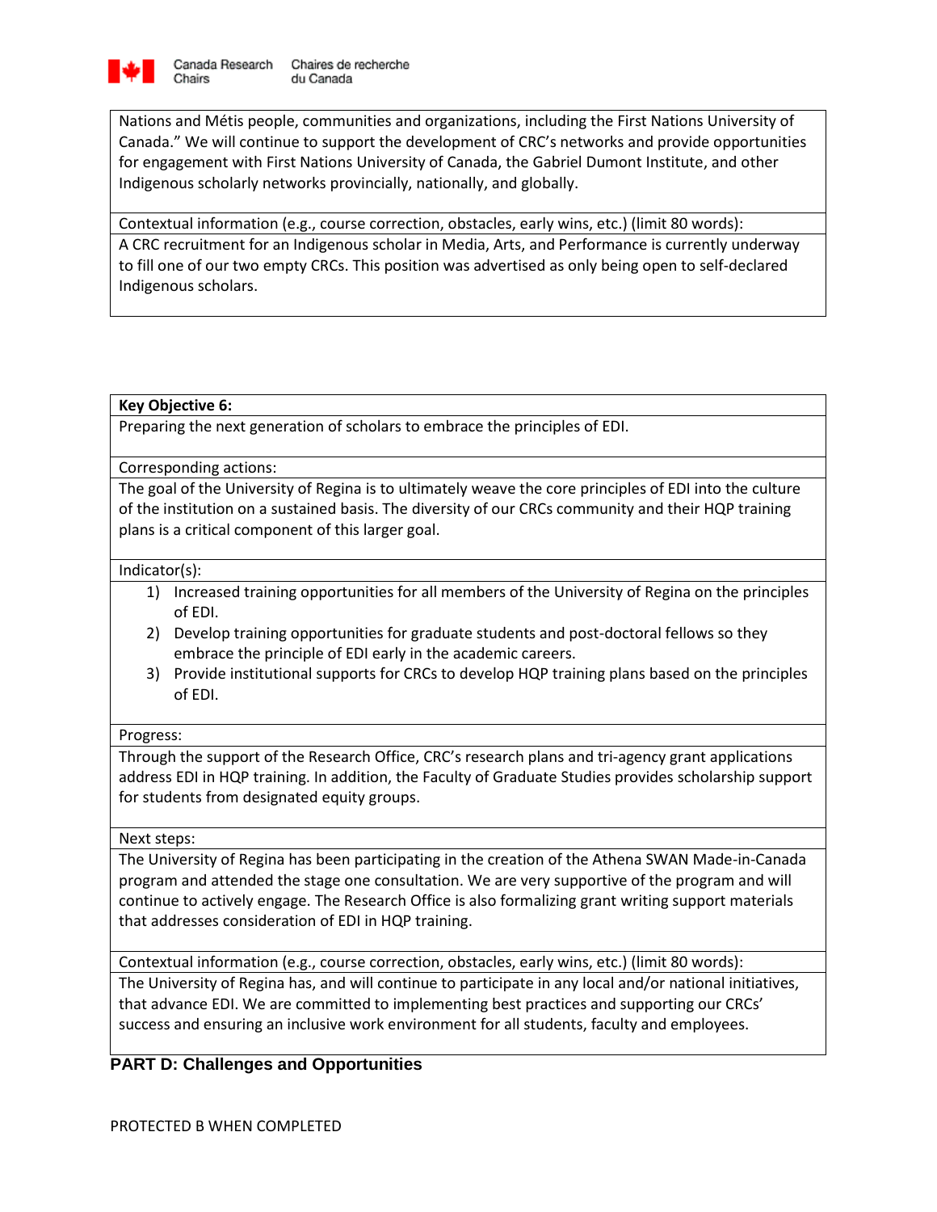Nations and Métis people, communities and organizations, including the First Nations University of Canada." We will continue to support the development of CRC's networks and provide opportunities for engagement with First Nations University of Canada, the Gabriel Dumont Institute, and other Indigenous scholarly networks provincially, nationally, and globally.

Contextual information (e.g., course correction, obstacles, early wins, etc.) (limit 80 words):

A CRC recruitment for an Indigenous scholar in Media, Arts, and Performance is currently underway to fill one of our two empty CRCs. This position was advertised as only being open to self-declared Indigenous scholars.

**Key Objective 6:**

Preparing the next generation of scholars to embrace the principles of EDI.

Corresponding actions:

The goal of the University of Regina is to ultimately weave the core principles of EDI into the culture of the institution on a sustained basis. The diversity of our CRCs community and their HQP training plans is a critical component of this larger goal.

Indicator(s):

1) Increased training opportunities for all members of the University of Regina on the principles of EDI.
2) Develop training opportunities for graduate students and post-doctoral fellows so they embrace the principle of EDI early in the academic careers.
3) Provide institutional supports for CRCs to develop HQP training plans based on the principles of EDI.

Progress:

Through the support of the Research Office, CRC's research plans and tri-agency grant applications address EDI in HQP training. In addition, the Faculty of Graduate Studies provides scholarship support for students from designated equity groups.

Next steps:

The University of Regina has been participating in the creation of the Athena SWAN Made-in-Canada program and attended the stage one consultation. We are very supportive of the program and will continue to actively engage. The Research Office is also formalizing grant writing support materials that addresses consideration of EDI in HQP training.

Contextual information (e.g., course correction, obstacles, early wins, etc.) (limit 80 words):

The University of Regina has, and will continue to participate in any local and/or national initiatives, that advance EDI. We are committed to implementing best practices and supporting our CRCs' success and ensuring an inclusive work environment for all students, faculty and employees.

## PART D: Challenges and Opportunities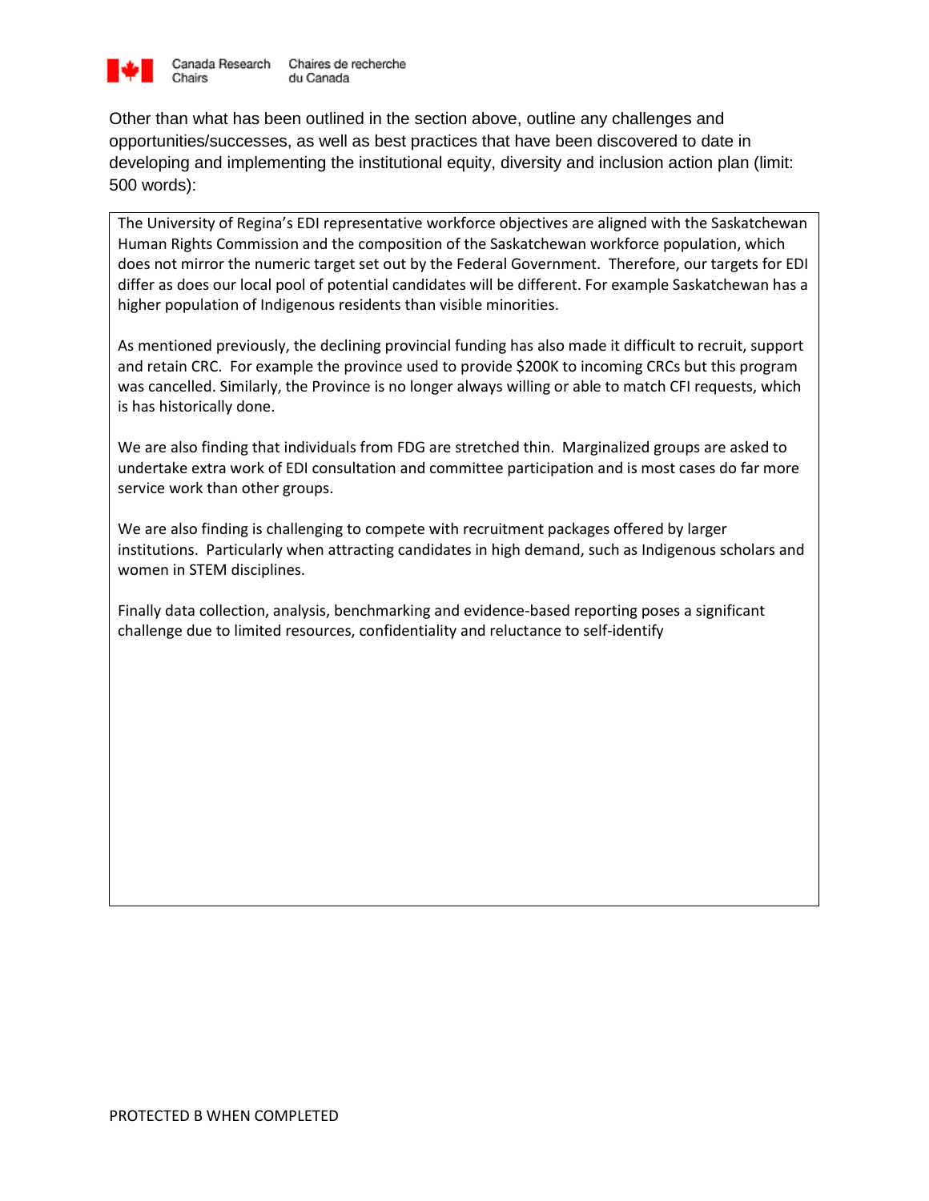Other than what has been outlined in the section above, outline any challenges and opportunities/successes, as well as best practices that have been discovered to date in developing and implementing the institutional equity, diversity and inclusion action plan (limit: 500 words):

The University of Regina's EDI representative workforce objectives are aligned with the Saskatchewan Human Rights Commission and the composition of the Saskatchewan workforce population, which does not mirror the numeric target set out by the Federal Government. Therefore, our targets for EDI differ as does our local pool of potential candidates will be different. For example Saskatchewan has a higher population of Indigenous residents than visible minorities.

As mentioned previously, the declining provincial funding has also made it difficult to recruit, support and retain CRC. For example the province used to provide $200K to incoming CRCs but this program was cancelled. Similarly, the Province is no longer always willing or able to match CFI requests, which is has historically done.

We are also finding that individuals from FDG are stretched thin. Marginalized groups are asked to undertake extra work of EDI consultation and committee participation and is most cases do far more service work than other groups.

We are also finding is challenging to compete with recruitment packages offered by larger institutions. Particularly when attracting candidates in high demand, such as Indigenous scholars and women in STEM disciplines.

Finally data collection, analysis, benchmarking and evidence-based reporting poses a significant challenge due to limited resources, confidentiality and reluctance to self-identify

PROTECTED B WHEN COMPLETED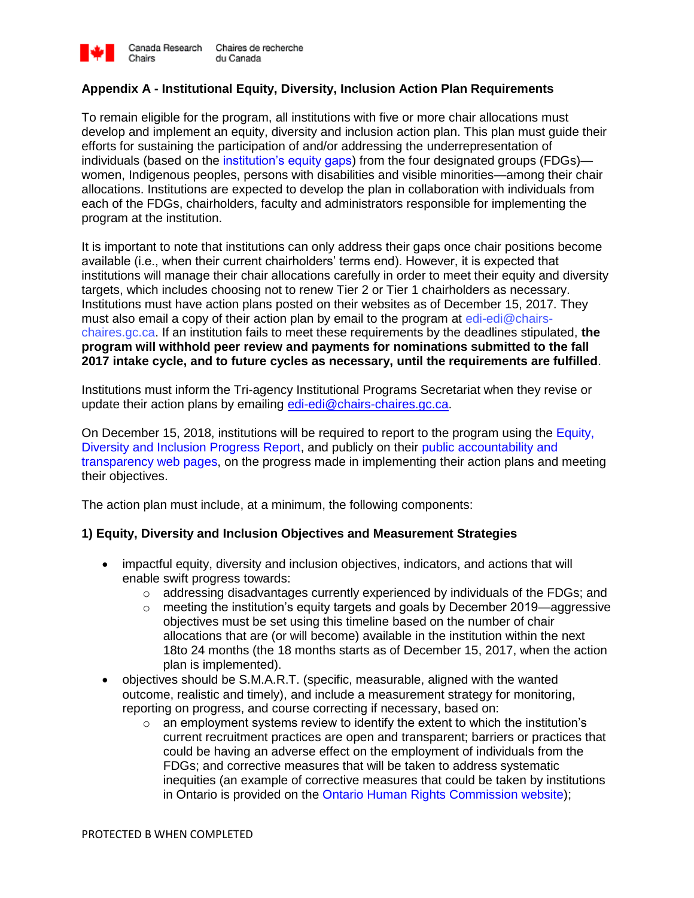## Appendix A - Institutional Equity, Diversity, Inclusion Action Plan Requirements

To remain eligible for the program, all institutions with five or more chair allocations must develop and implement an equity, diversity and inclusion action plan. This plan must guide their efforts for sustaining the participation of and/or addressing the underrepresentation of individuals (based on the institution's equity gaps) from the four designated groups (FDGs)—women, Indigenous peoples, persons with disabilities and visible minorities—among their chair allocations. Institutions are expected to develop the plan in collaboration with individuals from each of the FDGs, chairholders, faculty and administrators responsible for implementing the program at the institution.

It is important to note that institutions can only address their gaps once chair positions become available (i.e., when their current chairholders' terms end). However, it is expected that institutions will manage their chair allocations carefully in order to meet their equity and diversity targets, which includes choosing not to renew Tier 2 or Tier 1 chairholders as necessary. Institutions must have action plans posted on their websites as of December 15, 2017. They must also email a copy of their action plan by email to the program at edi-edi@chairs-chaires.gc.ca. If an institution fails to meet these requirements by the deadlines stipulated, **the program will withhold peer review and payments for nominations submitted to the fall 2017 intake cycle, and to future cycles as necessary, until the requirements are fulfilled**.

Institutions must inform the Tri-agency Institutional Programs Secretariat when they revise or update their action plans by emailing edi-edi@chairs-chaires.gc.ca.

On December 15, 2018, institutions will be required to report to the program using the Equity, Diversity and Inclusion Progress Report, and publicly on their public accountability and transparency web pages, on the progress made in implementing their action plans and meeting their objectives.

The action plan must include, at a minimum, the following components:

### 1) Equity, Diversity and Inclusion Objectives and Measurement Strategies

- impactful equity, diversity and inclusion objectives, indicators, and actions that will enable swift progress towards:
  - addressing disadvantages currently experienced by individuals of the FDGs; and
  - meeting the institution's equity targets and goals by December 2019—aggressive objectives must be set using this timeline based on the number of chair allocations that are (or will become) available in the institution within the next 18to 24 months (the 18 months starts as of December 15, 2017, when the action plan is implemented).
- objectives should be S.M.A.R.T. (specific, measurable, aligned with the wanted outcome, realistic and timely), and include a measurement strategy for monitoring, reporting on progress, and course correcting if necessary, based on:
  - an employment systems review to identify the extent to which the institution's current recruitment practices are open and transparent; barriers or practices that could be having an adverse effect on the employment of individuals from the FDGs; and corrective measures that will be taken to address systematic inequities (an example of corrective measures that could be taken by institutions in Ontario is provided on the Ontario Human Rights Commission website);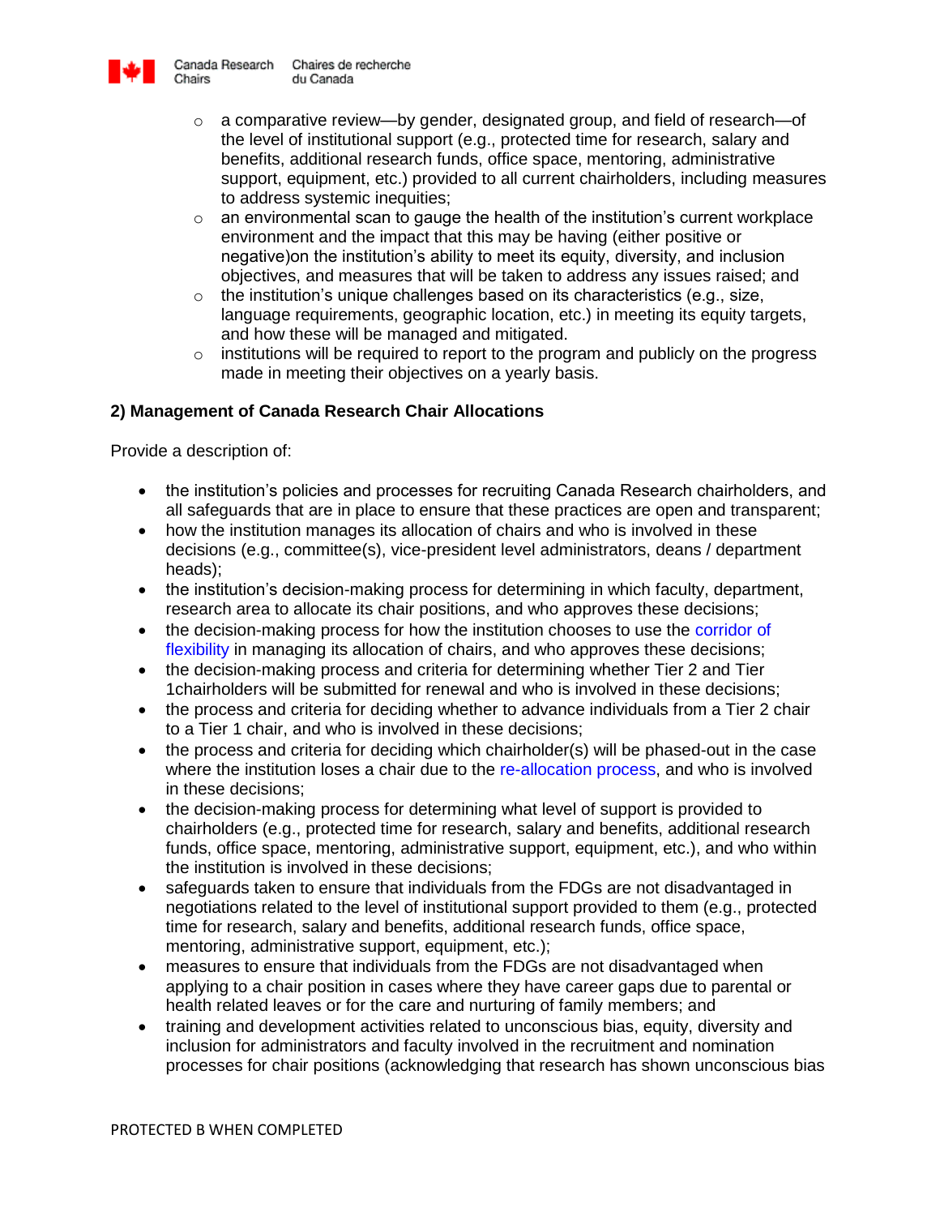- a comparative review—by gender, designated group, and field of research—of the level of institutional support (e.g., protected time for research, salary and benefits, additional research funds, office space, mentoring, administrative support, equipment, etc.) provided to all current chairholders, including measures to address systemic inequities;
- an environmental scan to gauge the health of the institution's current workplace environment and the impact that this may be having (either positive or negative)on the institution's ability to meet its equity, diversity, and inclusion objectives, and measures that will be taken to address any issues raised; and
- the institution's unique challenges based on its characteristics (e.g., size, language requirements, geographic location, etc.) in meeting its equity targets, and how these will be managed and mitigated.
- institutions will be required to report to the program and publicly on the progress made in meeting their objectives on a yearly basis.

**2) Management of Canada Research Chair Allocations**

Provide a description of:

- the institution's policies and processes for recruiting Canada Research chairholders, and all safeguards that are in place to ensure that these practices are open and transparent;
- how the institution manages its allocation of chairs and who is involved in these decisions (e.g., committee(s), vice-president level administrators, deans / department heads);
- the institution's decision-making process for determining in which faculty, department, research area to allocate its chair positions, and who approves these decisions;
- the decision-making process for how the institution chooses to use the corridor of flexibility in managing its allocation of chairs, and who approves these decisions;
- the decision-making process and criteria for determining whether Tier 2 and Tier 1chairholders will be submitted for renewal and who is involved in these decisions;
- the process and criteria for deciding whether to advance individuals from a Tier 2 chair to a Tier 1 chair, and who is involved in these decisions;
- the process and criteria for deciding which chairholder(s) will be phased-out in the case where the institution loses a chair due to the re-allocation process, and who is involved in these decisions;
- the decision-making process for determining what level of support is provided to chairholders (e.g., protected time for research, salary and benefits, additional research funds, office space, mentoring, administrative support, equipment, etc.), and who within the institution is involved in these decisions;
- safeguards taken to ensure that individuals from the FDGs are not disadvantaged in negotiations related to the level of institutional support provided to them (e.g., protected time for research, salary and benefits, additional research funds, office space, mentoring, administrative support, equipment, etc.);
- measures to ensure that individuals from the FDGs are not disadvantaged when applying to a chair position in cases where they have career gaps due to parental or health related leaves or for the care and nurturing of family members; and
- training and development activities related to unconscious bias, equity, diversity and inclusion for administrators and faculty involved in the recruitment and nomination processes for chair positions (acknowledging that research has shown unconscious bias

PROTECTED B WHEN COMPLETED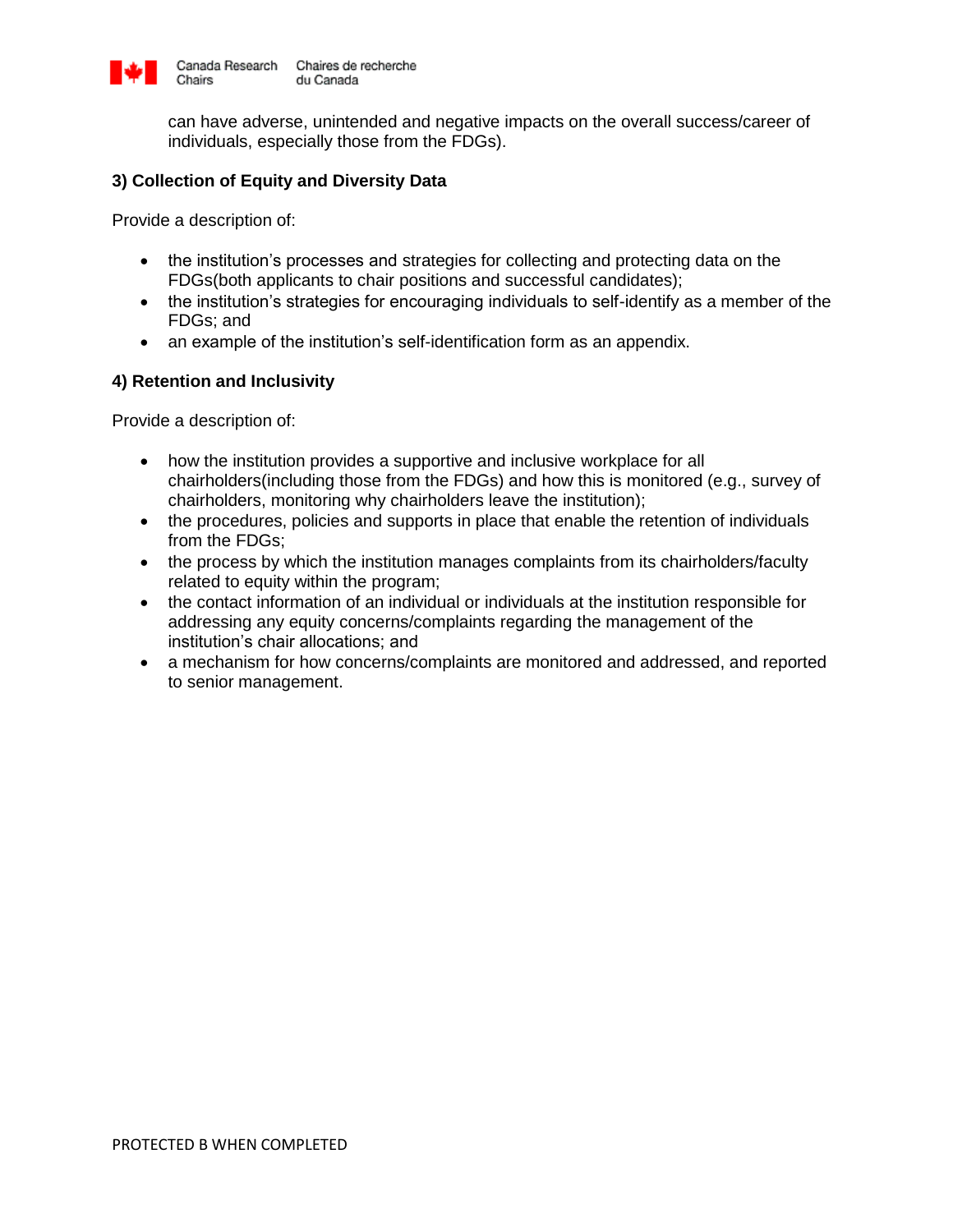can have adverse, unintended and negative impacts on the overall success/career of individuals, especially those from the FDGs).

**3) Collection of Equity and Diversity Data**

Provide a description of:

- the institution's processes and strategies for collecting and protecting data on the FDGs(both applicants to chair positions and successful candidates);
- the institution's strategies for encouraging individuals to self-identify as a member of the FDGs; and
- an example of the institution's self-identification form as an appendix.

**4) Retention and Inclusivity**

Provide a description of:

- how the institution provides a supportive and inclusive workplace for all chairholders(including those from the FDGs) and how this is monitored (e.g., survey of chairholders, monitoring why chairholders leave the institution);
- the procedures, policies and supports in place that enable the retention of individuals from the FDGs;
- the process by which the institution manages complaints from its chairholders/faculty related to equity within the program;
- the contact information of an individual or individuals at the institution responsible for addressing any equity concerns/complaints regarding the management of the institution's chair allocations; and
- a mechanism for how concerns/complaints are monitored and addressed, and reported to senior management.